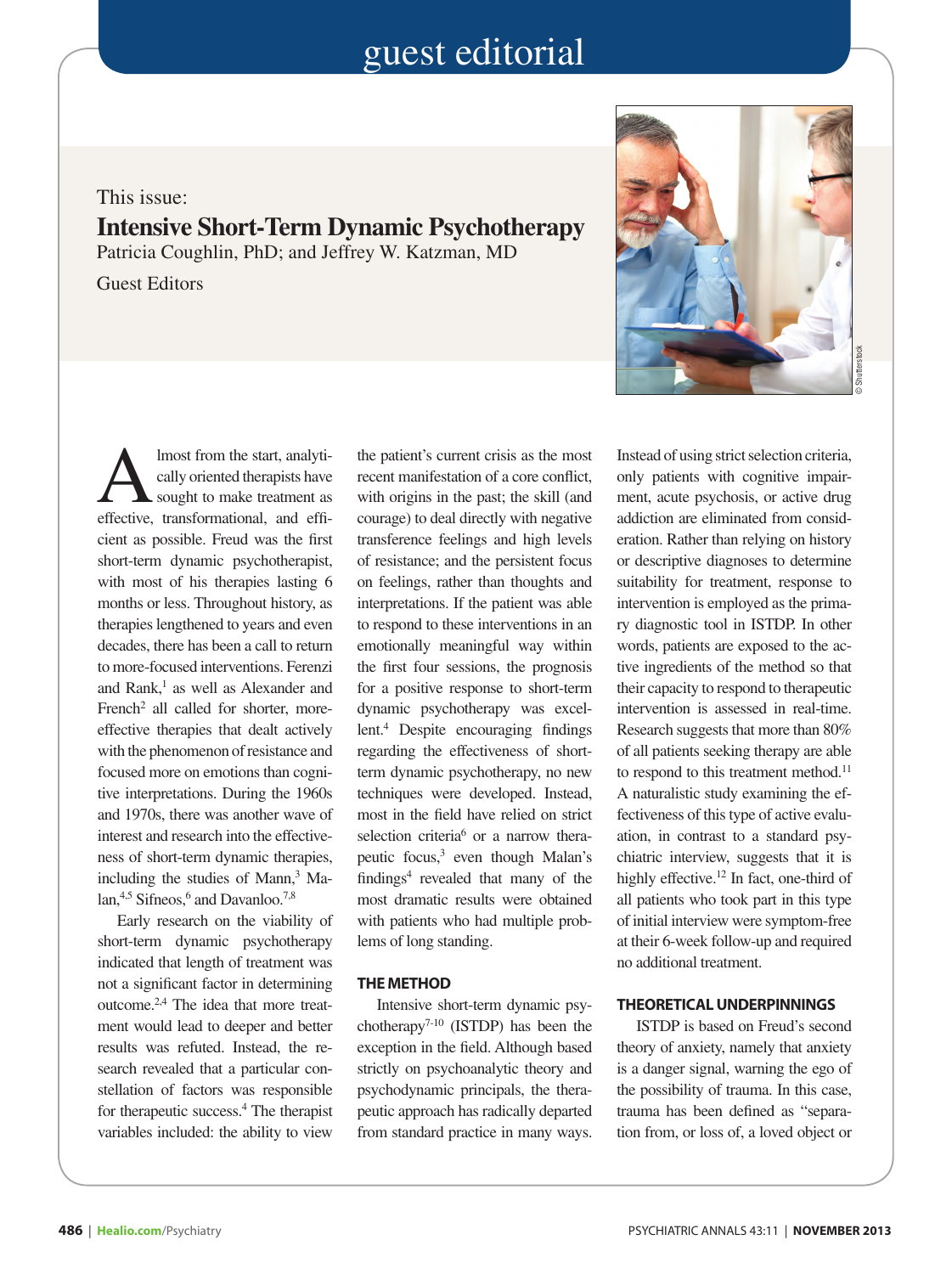guest editorial

This issue:

# Intensive Short-Term Dynamic Psychotherapy

Patricia Coughlin, PhD; and Jeffrey W. Katzman, MD

Guest Editors

Almost from the start, analytically oriented therapists have sought to make treatment as effective, transformational, and efficient as possible. Freud was the first short-term dynamic psychotherapist, with most of his therapies lasting 6 months or less. Throughout history, as therapies lengthened to years and even decades, there has been a call to return to more-focused interventions. Ferenzi and Rank,[1] as well as Alexander and French[2] all called for shorter, more-effective therapies that dealt actively with the phenomenon of resistance and focused more on emotions than cognitive interpretations. During the 1960s and 1970s, there was another wave of interest and research into the effectiveness of short-term dynamic therapies, including the studies of Mann,[3] Malan,[4,5] Sifneos,[6] and Davanloo.[7,8]

Early research on the viability of short-term dynamic psychotherapy indicated that length of treatment was not a significant factor in determining outcome.[2,4] The idea that more treatment would lead to deeper and better results was refuted. Instead, the research revealed that a particular constellation of factors was responsible for therapeutic success.[4] The therapist variables included: the ability to view the patient's current crisis as the most recent manifestation of a core conflict, with origins in the past; the skill (and courage) to deal directly with negative transference feelings and high levels of resistance; and the persistent focus on feelings, rather than thoughts and interpretations. If the patient was able to respond to these interventions in an emotionally meaningful way within the first four sessions, the prognosis for a positive response to short-term dynamic psychotherapy was excellent.[4] Despite encouraging findings regarding the effectiveness of short-term dynamic psychotherapy, no new techniques were developed. Instead, most in the field have relied on strict selection criteria[6] or a narrow therapeutic focus,[3] even though Malan's findings[4] revealed that many of the most dramatic results were obtained with patients who had multiple problems of long standing.

## THE METHOD

Intensive short-term dynamic psychotherapy[7-10] (ISTDP) has been the exception in the field. Although based strictly on psychoanalytic theory and psychodynamic principals, the therapeutic approach has radically departed from standard practice in many ways. Instead of using strict selection criteria, only patients with cognitive impairment, acute psychosis, or active drug addiction are eliminated from consideration. Rather than relying on history or descriptive diagnoses to determine suitability for treatment, response to intervention is employed as the primary diagnostic tool in ISTDP. In other words, patients are exposed to the active ingredients of the method so that their capacity to respond to therapeutic intervention is assessed in real-time. Research suggests that more than 80% of all patients seeking therapy are able to respond to this treatment method.[11] A naturalistic study examining the effectiveness of this type of active evaluation, in contrast to a standard psychiatric interview, suggests that it is highly effective.[12] In fact, one-third of all patients who took part in this type of initial interview were symptom-free at their 6-week follow-up and required no additional treatment.

## THEORETICAL UNDERPINNINGS

ISTDP is based on Freud's second theory of anxiety, namely that anxiety is a danger signal, warning the ego of the possibility of trauma. In this case, trauma has been defined as "separation from, or loss of, a loved object or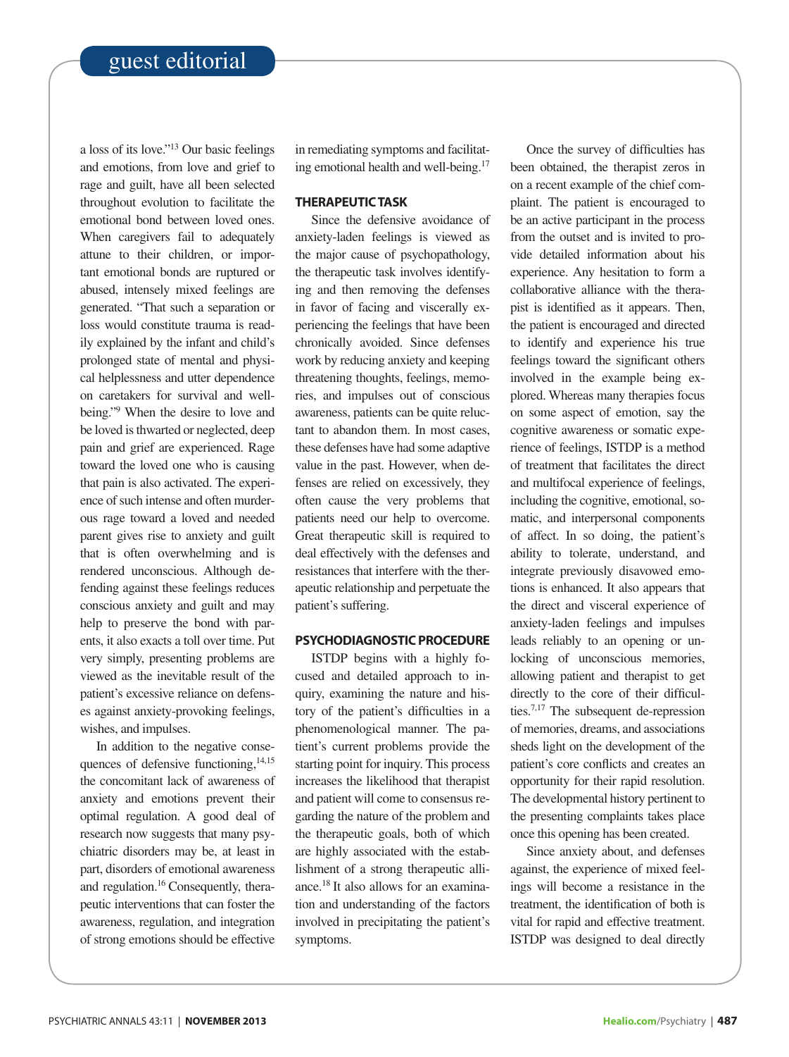a loss of its love."[13] Our basic feelings and emotions, from love and grief to rage and guilt, have all been selected throughout evolution to facilitate the emotional bond between loved ones. When caregivers fail to adequately attune to their children, or important emotional bonds are ruptured or abused, intensely mixed feelings are generated. "That such a separation or loss would constitute trauma is readily explained by the infant and child's prolonged state of mental and physical helplessness and utter dependence on caretakers for survival and well-being."[9] When the desire to love and be loved is thwarted or neglected, deep pain and grief are experienced. Rage toward the loved one who is causing that pain is also activated. The experience of such intense and often murderous rage toward a loved and needed parent gives rise to anxiety and guilt that is often overwhelming and is rendered unconscious. Although defending against these feelings reduces conscious anxiety and guilt and may help to preserve the bond with parents, it also exacts a toll over time. Put very simply, presenting problems are viewed as the inevitable result of the patient's excessive reliance on defenses against anxiety-provoking feelings, wishes, and impulses.

In addition to the negative consequences of defensive functioning,[14,15] the concomitant lack of awareness of anxiety and emotions prevent their optimal regulation. A good deal of research now suggests that many psychiatric disorders may be, at least in part, disorders of emotional awareness and regulation.[16] Consequently, therapeutic interventions that can foster the awareness, regulation, and integration of strong emotions should be effective in remediating symptoms and facilitating emotional health and well-being.[17]

## THERAPEUTIC TASK

Since the defensive avoidance of anxiety-laden feelings is viewed as the major cause of psychopathology, the therapeutic task involves identifying and then removing the defenses in favor of facing and viscerally experiencing the feelings that have been chronically avoided. Since defenses work by reducing anxiety and keeping threatening thoughts, feelings, memories, and impulses out of conscious awareness, patients can be quite reluctant to abandon them. In most cases, these defenses have had some adaptive value in the past. However, when defenses are relied on excessively, they often cause the very problems that patients need our help to overcome. Great therapeutic skill is required to deal effectively with the defenses and resistances that interfere with the therapeutic relationship and perpetuate the patient's suffering.

## PSYCHODIAGNOSTIC PROCEDURE

ISTDP begins with a highly focused and detailed approach to inquiry, examining the nature and history of the patient's difficulties in a phenomenological manner. The patient's current problems provide the starting point for inquiry. This process increases the likelihood that therapist and patient will come to consensus regarding the nature of the problem and the therapeutic goals, both of which are highly associated with the establishment of a strong therapeutic alliance.[18] It also allows for an examination and understanding of the factors involved in precipitating the patient's symptoms.

Once the survey of difficulties has been obtained, the therapist zeros in on a recent example of the chief complaint. The patient is encouraged to be an active participant in the process from the outset and is invited to provide detailed information about his experience. Any hesitation to form a collaborative alliance with the therapist is identified as it appears. Then, the patient is encouraged and directed to identify and experience his true feelings toward the significant others involved in the example being explored. Whereas many therapies focus on some aspect of emotion, say the cognitive awareness or somatic experience of feelings, ISTDP is a method of treatment that facilitates the direct and multifocal experience of feelings, including the cognitive, emotional, somatic, and interpersonal components of affect. In so doing, the patient's ability to tolerate, understand, and integrate previously disavowed emotions is enhanced. It also appears that the direct and visceral experience of anxiety-laden feelings and impulses leads reliably to an opening or unlocking of unconscious memories, allowing patient and therapist to get directly to the core of their difficulties.[7,17] The subsequent de-repression of memories, dreams, and associations sheds light on the development of the patient's core conflicts and creates an opportunity for their rapid resolution. The developmental history pertinent to the presenting complaints takes place once this opening has been created.

Since anxiety about, and defenses against, the experience of mixed feelings will become a resistance in the treatment, the identification of both is vital for rapid and effective treatment. ISTDP was designed to deal directly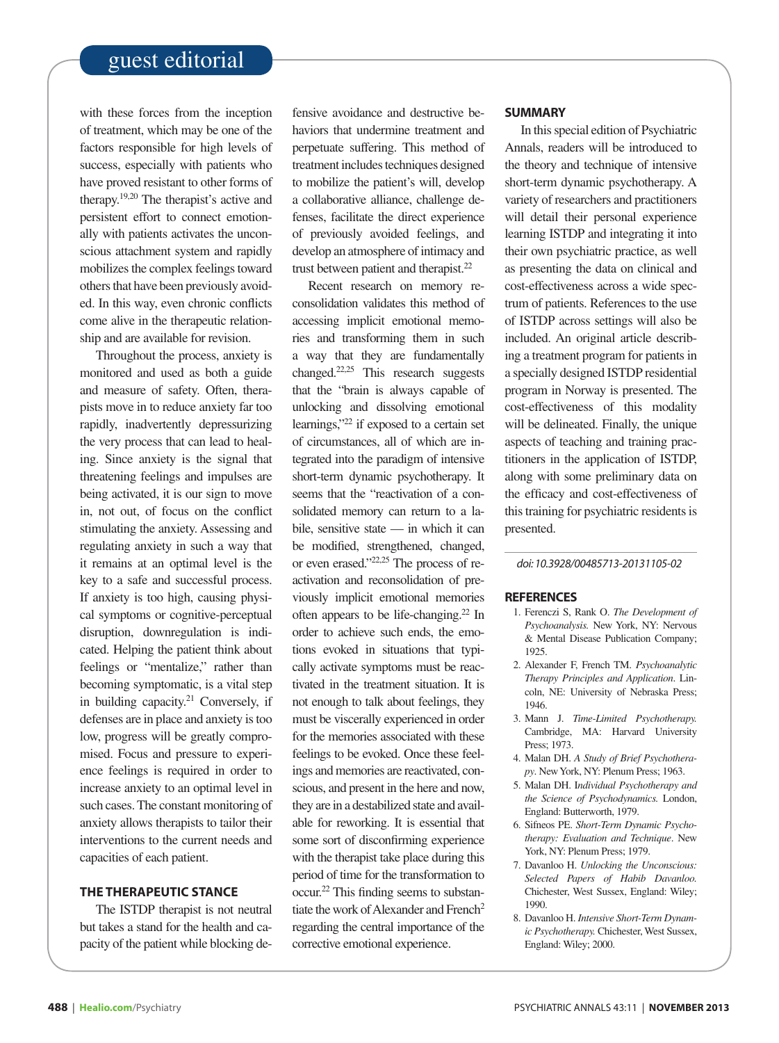with these forces from the inception of treatment, which may be one of the factors responsible for high levels of success, especially with patients who have proved resistant to other forms of therapy.[19,20] The therapist's active and persistent effort to connect emotionally with patients activates the unconscious attachment system and rapidly mobilizes the complex feelings toward others that have been previously avoided. In this way, even chronic conflicts come alive in the therapeutic relationship and are available for revision.

Throughout the process, anxiety is monitored and used as both a guide and measure of safety. Often, therapists move in to reduce anxiety far too rapidly, inadvertently depressurizing the very process that can lead to healing. Since anxiety is the signal that threatening feelings and impulses are being activated, it is our sign to move in, not out, of focus on the conflict stimulating the anxiety. Assessing and regulating anxiety in such a way that it remains at an optimal level is the key to a safe and successful process. If anxiety is too high, causing physical symptoms or cognitive-perceptual disruption, downregulation is indicated. Helping the patient think about feelings or "mentalize," rather than becoming symptomatic, is a vital step in building capacity.[21] Conversely, if defenses are in place and anxiety is too low, progress will be greatly compromised. Focus and pressure to experience feelings is required in order to increase anxiety to an optimal level in such cases. The constant monitoring of anxiety allows therapists to tailor their interventions to the current needs and capacities of each patient.

## THE THERAPEUTIC STANCE

The ISTDP therapist is not neutral but takes a stand for the health and capacity of the patient while blocking defensive avoidance and destructive behaviors that undermine treatment and perpetuate suffering. This method of treatment includes techniques designed to mobilize the patient's will, develop a collaborative alliance, challenge defenses, facilitate the direct experience of previously avoided feelings, and develop an atmosphere of intimacy and trust between patient and therapist.[22]

Recent research on memory reconsolidation validates this method of accessing implicit emotional memories and transforming them in such a way that they are fundamentally changed.[22,25] This research suggests that the "brain is always capable of unlocking and dissolving emotional learnings,"[22] if exposed to a certain set of circumstances, all of which are integrated into the paradigm of intensive short-term dynamic psychotherapy. It seems that the "reactivation of a consolidated memory can return to a labile, sensitive state — in which it can be modified, strengthened, changed, or even erased."[22,25] The process of reactivation and reconsolidation of previously implicit emotional memories often appears to be life-changing.[22] In order to achieve such ends, the emotions evoked in situations that typically activate symptoms must be reactivated in the treatment situation. It is not enough to talk about feelings, they must be viscerally experienced in order for the memories associated with these feelings to be evoked. Once these feelings and memories are reactivated, conscious, and present in the here and now, they are in a destabilized state and available for reworking. It is essential that some sort of disconfirming experience with the therapist take place during this period of time for the transformation to occur.[22] This finding seems to substantiate the work of Alexander and French[2] regarding the central importance of the corrective emotional experience.

## SUMMARY

In this special edition of Psychiatric Annals, readers will be introduced to the theory and technique of intensive short-term dynamic psychotherapy. A variety of researchers and practitioners will detail their personal experience learning ISTDP and integrating it into their own psychiatric practice, as well as presenting the data on clinical and cost-effectiveness across a wide spectrum of patients. References to the use of ISTDP across settings will also be included. An original article describing a treatment program for patients in a specially designed ISTDP residential program in Norway is presented. The cost-effectiveness of this modality will be delineated. Finally, the unique aspects of teaching and training practitioners in the application of ISTDP, along with some preliminary data on the efficacy and cost-effectiveness of this training for psychiatric residents is presented.

*doi: 10.3928/00485713-20131105-02*

## REFERENCES

1. Ferenczi S, Rank O. *The Development of Psychoanalysis.* New York, NY: Nervous & Mental Disease Publication Company; 1925.
2. Alexander F, French TM. *Psychoanalytic Therapy Principles and Application.* Lincoln, NE: University of Nebraska Press; 1946.
3. Mann J. *Time-Limited Psychotherapy.* Cambridge, MA: Harvard University Press; 1973.
4. Malan DH. *A Study of Brief Psychotherapy*. New York, NY: Plenum Press; 1963.
5. Malan DH. *Individual Psychotherapy and the Science of Psychodynamics.* London, England: Butterworth, 1979.
6. Sifneos PE. *Short-Term Dynamic Psychotherapy: Evaluation and Technique*. New York, NY: Plenum Press; 1979.
7. Davanloo H. *Unlocking the Unconscious: Selected Papers of Habib Davanloo.* Chichester, West Sussex, England: Wiley; 1990.
8. Davanloo H. *Intensive Short-Term Dynamic Psychotherapy.* Chichester, West Sussex, England: Wiley; 2000.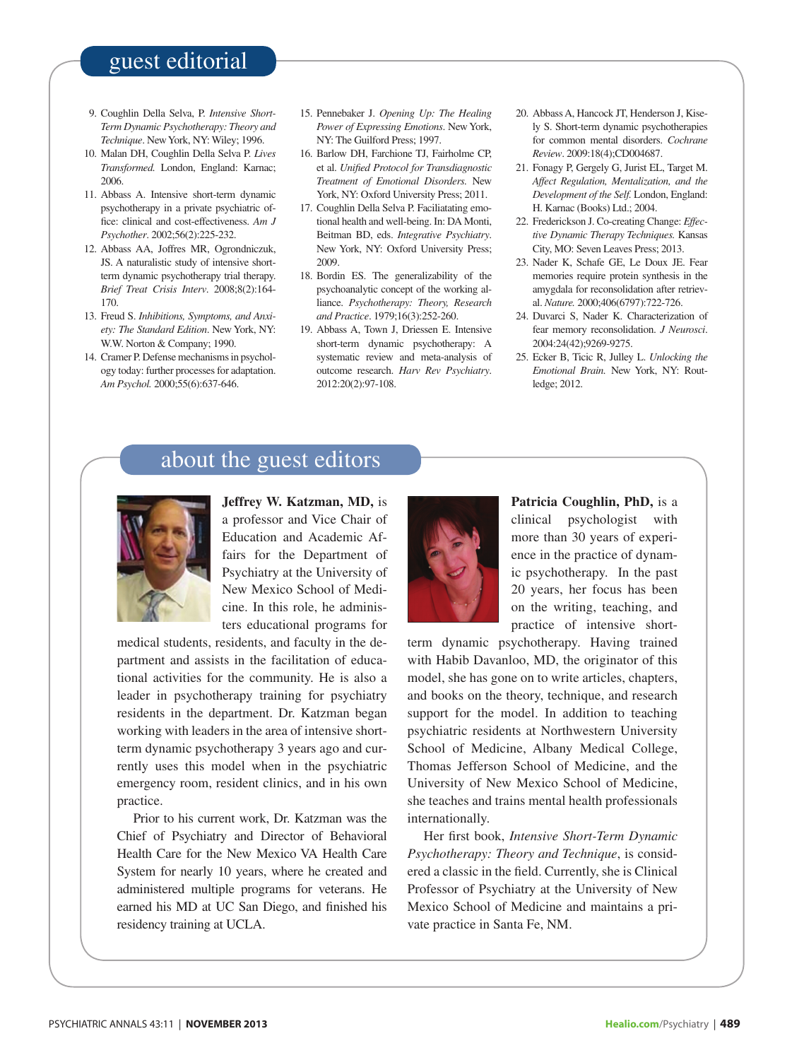## guest editorial

9. Coughlin Della Selva, P. *Intensive Short-Term Dynamic Psychotherapy: Theory and Technique*. New York, NY: Wiley; 1996.
10. Malan DH, Coughlin Della Selva P. *Lives Transformed.* London, England: Karnac; 2006.
11. Abbass A. Intensive short-term dynamic psychotherapy in a private psychiatric office: clinical and cost-effectiveness. *Am J Psychother*. 2002;56(2):225-232.
12. Abbass AA, Joffres MR, Ogrondniczuk, JS. A naturalistic study of intensive short-term dynamic psychotherapy trial therapy. *Brief Treat Crisis Interv*. 2008;8(2):164-170.
13. Freud S. *Inhibitions, Symptoms, and Anxiety: The Standard Edition*. New York, NY: W.W. Norton & Company; 1990.
14. Cramer P. Defense mechanisms in psychology today: further processes for adaptation. *Am Psychol.* 2000;55(6):637-646.
15. Pennebaker J. *Opening Up: The Healing Power of Expressing Emotions*. New York, NY: The Guilford Press; 1997.
16. Barlow DH, Farchione TJ, Fairholme CP, et al. *Unified Protocol for Transdiagnostic Treatment of Emotional Disorders.* New York, NY: Oxford University Press; 2011.
17. Coughlin Della Selva P. Faciliatating emotional health and well-being. In: DA Monti, Beitman BD, eds. *Integrative Psychiatry*. New York, NY: Oxford University Press; 2009.
18. Bordin ES. The generalizability of the psychoanalytic concept of the working alliance. *Psychotherapy: Theory, Research and Practice*. 1979;16(3):252-260.
19. Abbass A, Town J, Driessen E. Intensive short-term dynamic psychotherapy: A systematic review and meta-analysis of outcome research. *Harv Rev Psychiatry*. 2012:20(2):97-108.
20. Abbass A, Hancock JT, Henderson J, Kisely S. Short-term dynamic psychotherapies for common mental disorders. *Cochrane Review*. 2009:18(4);CD004687.
21. Fonagy P, Gergely G, Jurist EL, Target M. *Affect Regulation, Mentalization, and the Development of the Self.* London, England: H. Karnac (Books) Ltd.; 2004.
22. Frederickson J. Co-creating Change: *Effective Dynamic Therapy Techniques.* Kansas City, MO: Seven Leaves Press; 2013.
23. Nader K, Schafe GE, Le Doux JE. Fear memories require protein synthesis in the amygdala for reconsolidation after retrieval. *Nature.* 2000;406(6797):722-726.
24. Duvarci S, Nader K. Characterization of fear memory reconsolidation. *J Neurosci*. 2004:24(42);9269-9275.
25. Ecker B, Ticic R, Julley L. *Unlocking the Emotional Brain.* New York, NY: Routledge; 2012.

## about the guest editors

**Jeffrey W. Katzman, MD,** is a professor and Vice Chair of Education and Academic Affairs for the Department of Psychiatry at the University of New Mexico School of Medicine. In this role, he administers educational programs for medical students, residents, and faculty in the department and assists in the facilitation of educational activities for the community. He is also a leader in psychotherapy training for psychiatry residents in the department. Dr. Katzman began working with leaders in the area of intensive short-term dynamic psychotherapy 3 years ago and currently uses this model when in the psychiatric emergency room, resident clinics, and in his own practice.

Prior to his current work, Dr. Katzman was the Chief of Psychiatry and Director of Behavioral Health Care for the New Mexico VA Health Care System for nearly 10 years, where he created and administered multiple programs for veterans. He earned his MD at UC San Diego, and finished his residency training at UCLA.

**Patricia Coughlin, PhD,** is a clinical psychologist with more than 30 years of experience in the practice of dynamic psychotherapy. In the past 20 years, her focus has been on the writing, teaching, and practice of intensive short-term dynamic psychotherapy. Having trained with Habib Davanloo, MD, the originator of this model, she has gone on to write articles, chapters, and books on the theory, technique, and research support for the model. In addition to teaching psychiatric residents at Northwestern University School of Medicine, Albany Medical College, Thomas Jefferson School of Medicine, and the University of New Mexico School of Medicine, she teaches and trains mental health professionals internationally.

Her first book, *Intensive Short-Term Dynamic Psychotherapy: Theory and Technique*, is considered a classic in the field. Currently, she is Clinical Professor of Psychiatry at the University of New Mexico School of Medicine and maintains a private practice in Santa Fe, NM.